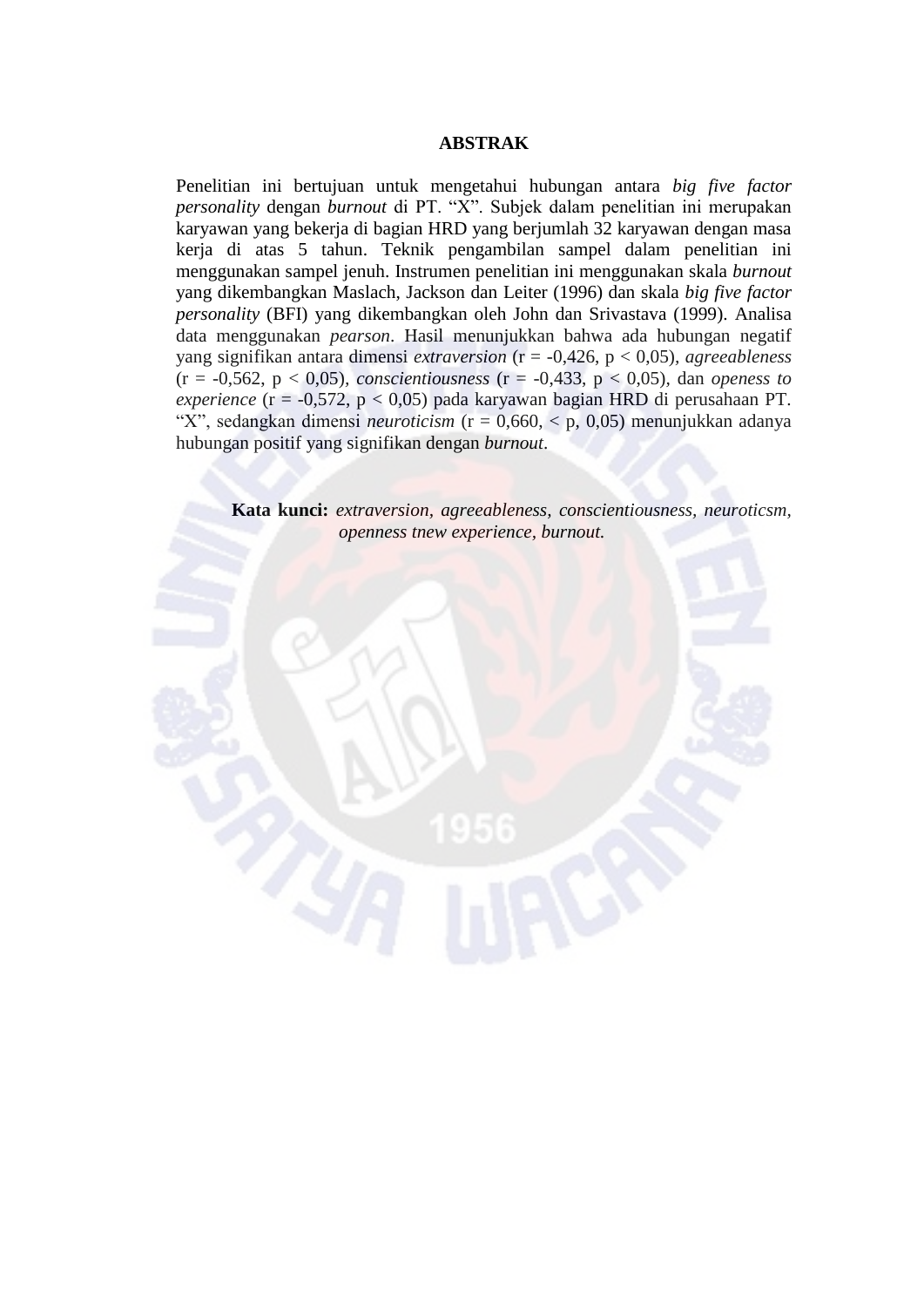# ABSTRAK

Penelitian ini bertujuan untuk mengetahui hubungan antara *big five factor personality* dengan *burnout* di PT. "X". Subjek dalam penelitian ini merupakan karyawan yang bekerja di bagian HRD yang berjumlah 32 karyawan dengan masa kerja di atas 5 tahun. Teknik pengambilan sampel dalam penelitian ini menggunakan sampel jenuh. Instrumen penelitian ini menggunakan skala *burnout* yang dikembangkan Maslach, Jackson dan Leiter (1996) dan skala *big five factor personality* (BFI) yang dikembangkan oleh John dan Srivastava (1999). Analisa data menggunakan *pearson*. Hasil menunjukkan bahwa ada hubungan negatif yang signifikan antara dimensi *extraversion* ($r = -0{,}426$, $p < 0{,}05$), *agreeableness* ($r = -0{,}562$, $p < 0{,}05$), *conscientiousness* ($r = -0{,}433$, $p < 0{,}05$), dan *openess to experience* ($r = -0{,}572$, $p < 0{,}05$) pada karyawan bagian HRD di perusahaan PT. "X", sedangkan dimensi *neuroticism* ($r = 0{,}660$, $< p$, $0{,}05$) menunjukkan adanya hubungan positif yang signifikan dengan *burnout*.

**Kata kunci:** *extraversion, agreeableness, conscientiousness, neuroticsm, openness tnew experience, burnout.*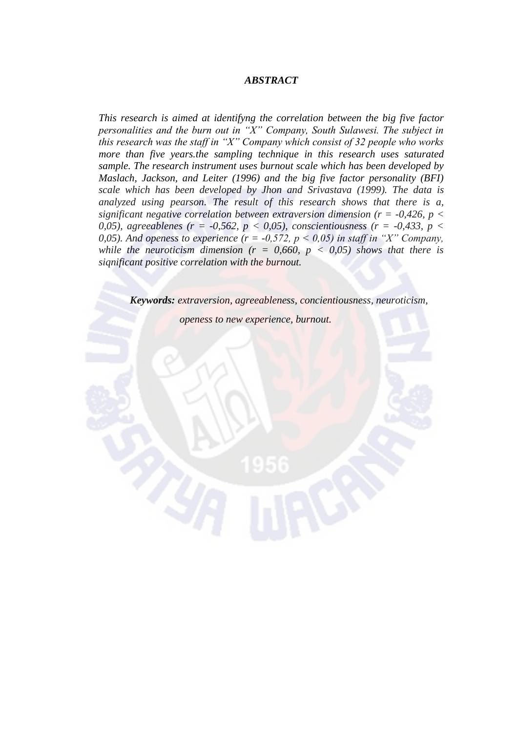### *ABSTRACT*

*This research is aimed at identifyng the correlation between the big five factor personalities and the burn out in "X" Company, South Sulawesi. The subject in this research was the staff in "X" Company which consist of 32 people who works more than five years.the sampling technique in this research uses saturated sample. The research instrument uses burnout scale which has been developed by Maslach, Jackson, and Leiter (1996) and the big five factor personality (BFI) scale which has been developed by Jhon and Srivastava (1999). The data is analyzed using pearson. The result of this research shows that there is a, significant negative correlation between extraversion dimension ($r$ = -0,426, $p$ < 0,05), agreeablenes ($r$ = -0,562, $p$ < 0,05), conscientiousness ($r$ = -0,433, $p$ < 0,05). And openess to experience ($r$ = -0,572, $p$ < 0,05) in staff in "X" Company, while the neuroticism dimension ($r$ = 0,660, $p$ < 0,05) shows that there is siqnificant positive correlation with the burnout.*

***Keywords:*** *extraversion, agreeableness, concientiousness, neuroticism, openess to new experience, burnout.*